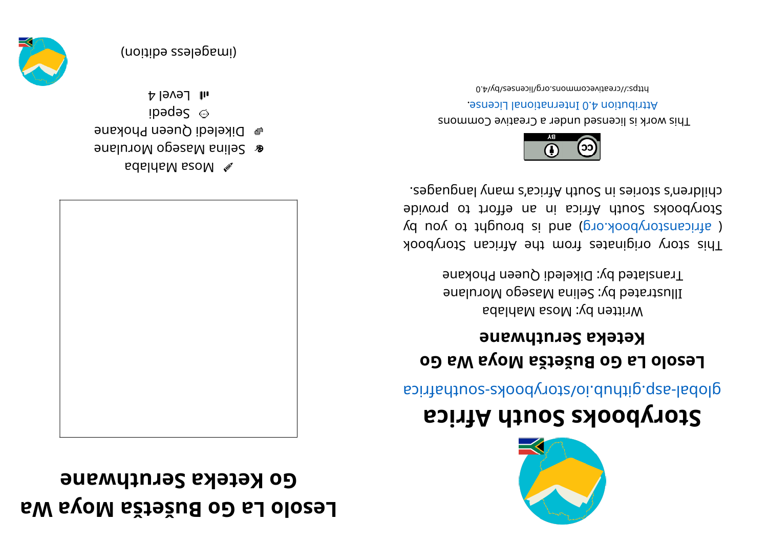# Lesolo La Go Bušetša Moya Wa Go Keteka Seruthwane

✏ Mosa Mahlaba
🎨 Selina Masego Morulane
🔄 Dikeledi Queen Phokane
🗣 Sepedi
📶 Level 4

(imageless edition)

# Storybooks South Africa

global-asp.github.io/storybooks-southafrica

## Lesolo La Go Bušetša Moya Wa Go Keteka Seruthwane

Written by: Mosa Mahlaba
Illustrated by: Selina Masego Morulane
Translated by: Dikeledi Queen Phokane

This story originates from the African Storybook ( africanstorybook.org) and is brought to you by Storybooks South Africa in an effort to provide children's stories in South Africa's many languages.

This work is licensed under a Creative Commons Attribution 4.0 International License.

https://creativecommons.org/licenses/by/4.0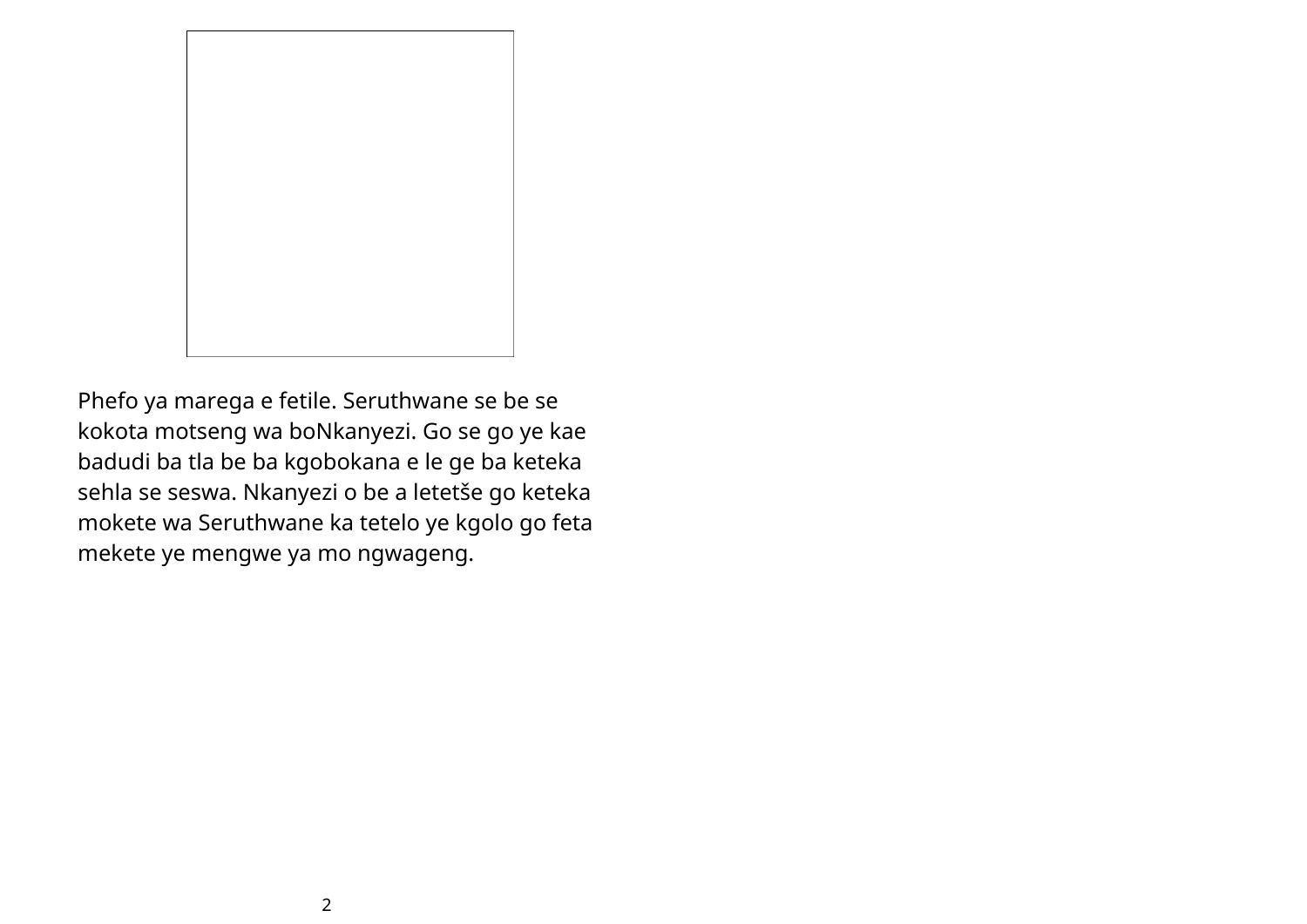Phefo ya marega e fetile. Seruthwane se be se kokota motseng wa boNkanyezi. Go se go ye kae badudi ba tla be ba kgobokana e le ge ba keteka sehla se seswa. Nkanyezi o be a letetše go keteka mokete wa Seruthwane ka tetelo ye kgolo go feta mekete ye mengwe ya mo ngwageng.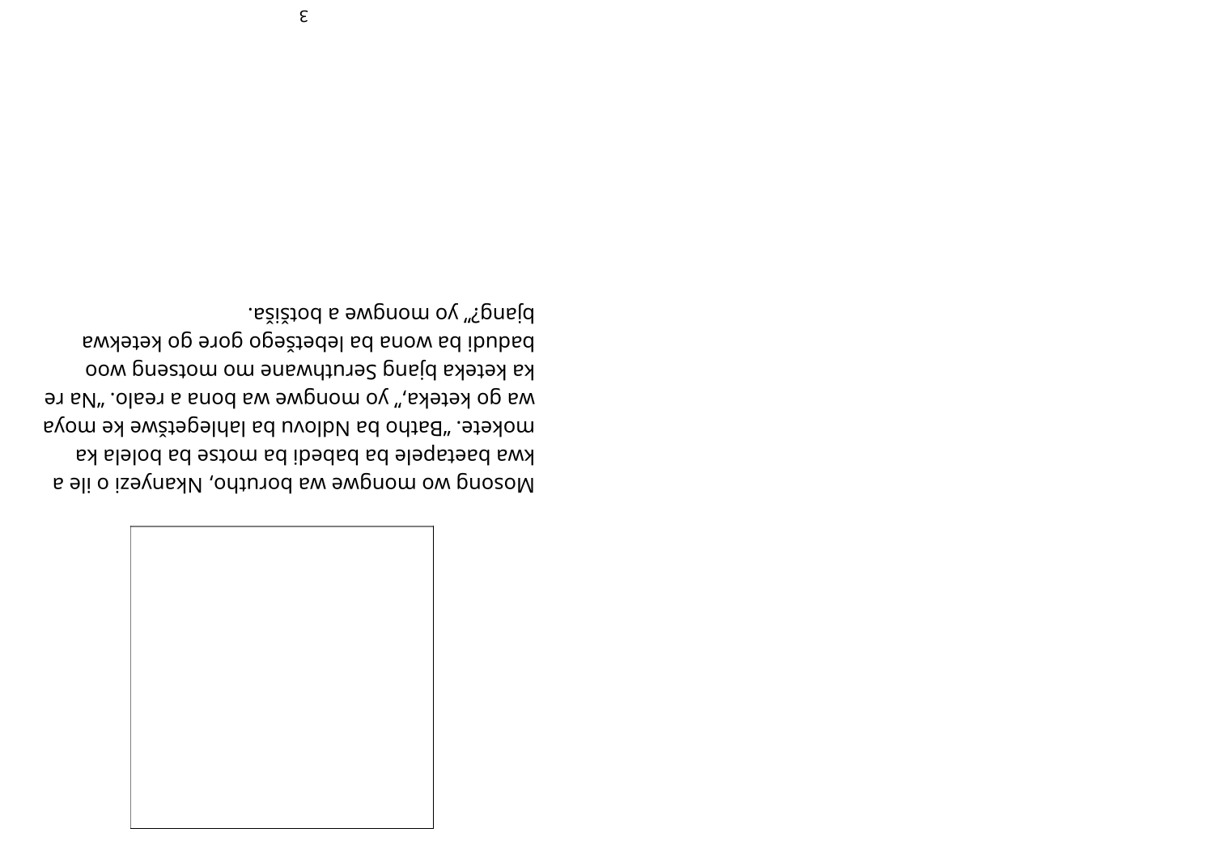Mosong wo mongwe wa borutho, Nkanyezi o ile a kwa baetapele ba babedi ba motse ba bolela ka mokete. "Batho ba Ndlovu ba lahlegetšwe ke moya wa go keteka," yo mongwe wa bona a realo. "Na re ka keteka bjang Seruthwane mo motseng woo badudi ba wona ba lebetšego gore go ketekwa bjang?" yo mongwe a botšiša.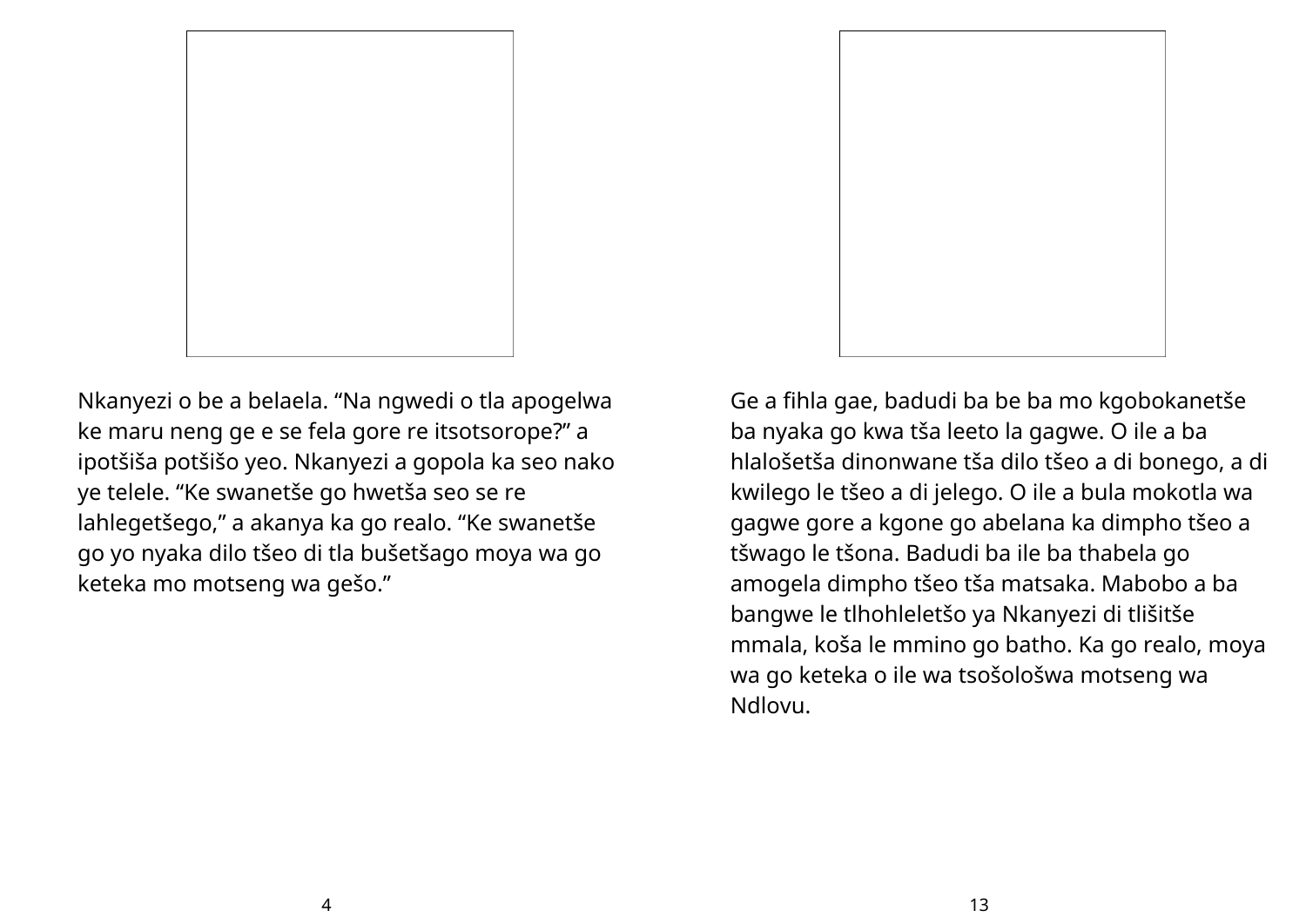Nkanyezi o be a belaela. “Na ngwedi o tla apogelwa ke maru neng ge e se fela gore re itsotsorope?” a ipotšiša potšišo yeo. Nkanyezi a gopola ka seo nako ye telele. “Ke swanetše go hwetša seo se re lahlegetšego,” a akanya ka go realo. “Ke swanetše go yo nyaka dilo tšeo di tla bušetšago moya wa go keteka mo motseng wa gešo.”

Ge a fihla gae, badudi ba be ba mo kgobokanetše ba nyaka go kwa tša leeto la gagwe. O ile a ba hlalošetša dinonwane tša dilo tšeo a di bonego, a di kwilego le tšeo a di jelego. O ile a bula mokotla wa gagwe gore a kgone go abelana ka dimpho tšeo a tšwago le tšona. Badudi ba ile ba thabela go amogela dimpho tšeo tša matsaka. Mabobo a ba bangwe le tlhohleletšo ya Nkanyezi di tlišitše mmala, koša le mmino go batho. Ka go realo, moya wa go keteka o ile wa tsošološwa motseng wa Ndlovu.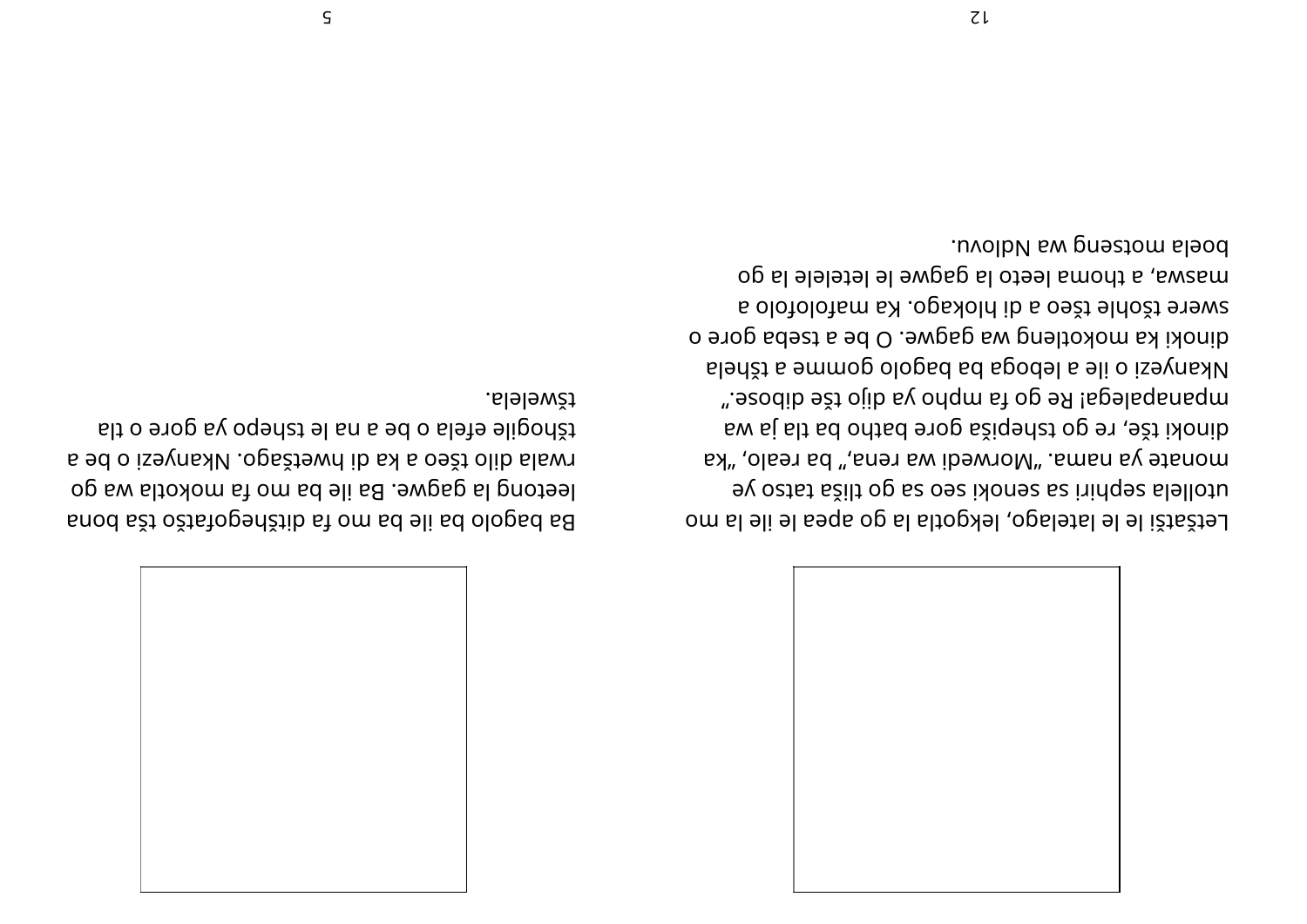Letšatši le le latelago, lekgotla la go apea le ile la mo utollela sephiri sa senoki seo sa go tliša tatso ye monate ya nama. "Morwedi wa rena," ba realo, "ka dinoki tše, re go tshepiša gore batho ba tla ja wa mpanapalega! Re go fa mpho ya dijo tše dibose." Nkanyezi o ile a leboga bagolo gomme a tšhela dinoki ka mokotleng wa gagwe. O be a tseba gore o swere tšohle tšeo a di hlokago. Ka mafolofolo a maswa, a thoma leeto la gagwe le letelele la go boela motseng wa Ndlovu.

Ba bagolo ba ile ba mo fa ditšhegofatšo tša bona leetong la gagwe. Ba ile ba mo fa mokotla wa go rwala dilo tšeo a ka di hwetšago. Nkanyezi o be a tšhogile efela o be a na le tshepo ya gore o tla tšwelela.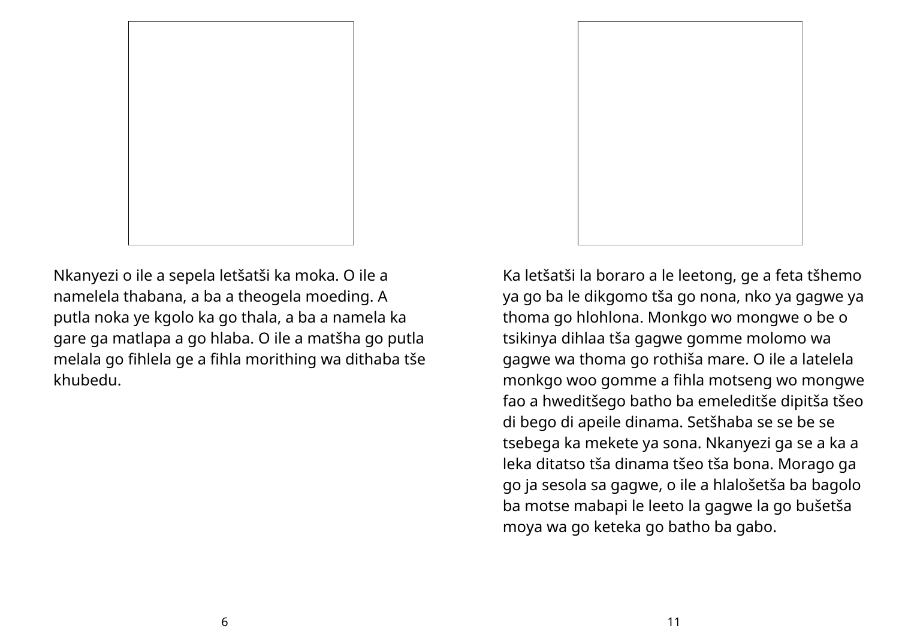Nkanyezi o ile a sepela letšatši ka moka. O ile a namelela thabana, a ba a theogela moeding. A putla noka ye kgolo ka go thala, a ba a namela ka gare ga matlapa a go hlaba. O ile a matšha go putla melala go fihlela ge a fihla morithing wa dithaba tše khubedu.

Ka letšatši la boraro a le leetong, ge a feta tšhemo ya go ba le dikgomo tša go nona, nko ya gagwe ya thoma go hlohlona. Monkgo wo mongwe o be o tsikinya dihlaa tša gagwe gomme molomo wa gagwe wa thoma go rothiša mare. O ile a latelela monkgo woo gomme a fihla motseng wo mongwe fao a hweditšego batho ba emeleditše dipitša tšeo di bego di apeile dinama. Setšhaba se se be se tsebega ka mekete ya sona. Nkanyezi ga se a ka a leka ditatso tša dinama tšeo tša bona. Morago ga go ja sesola sa gagwe, o ile a hlalošetša ba bagolo ba motse mabapi le leeto la gagwe la go bušetša moya wa go keteka go batho ba gabo.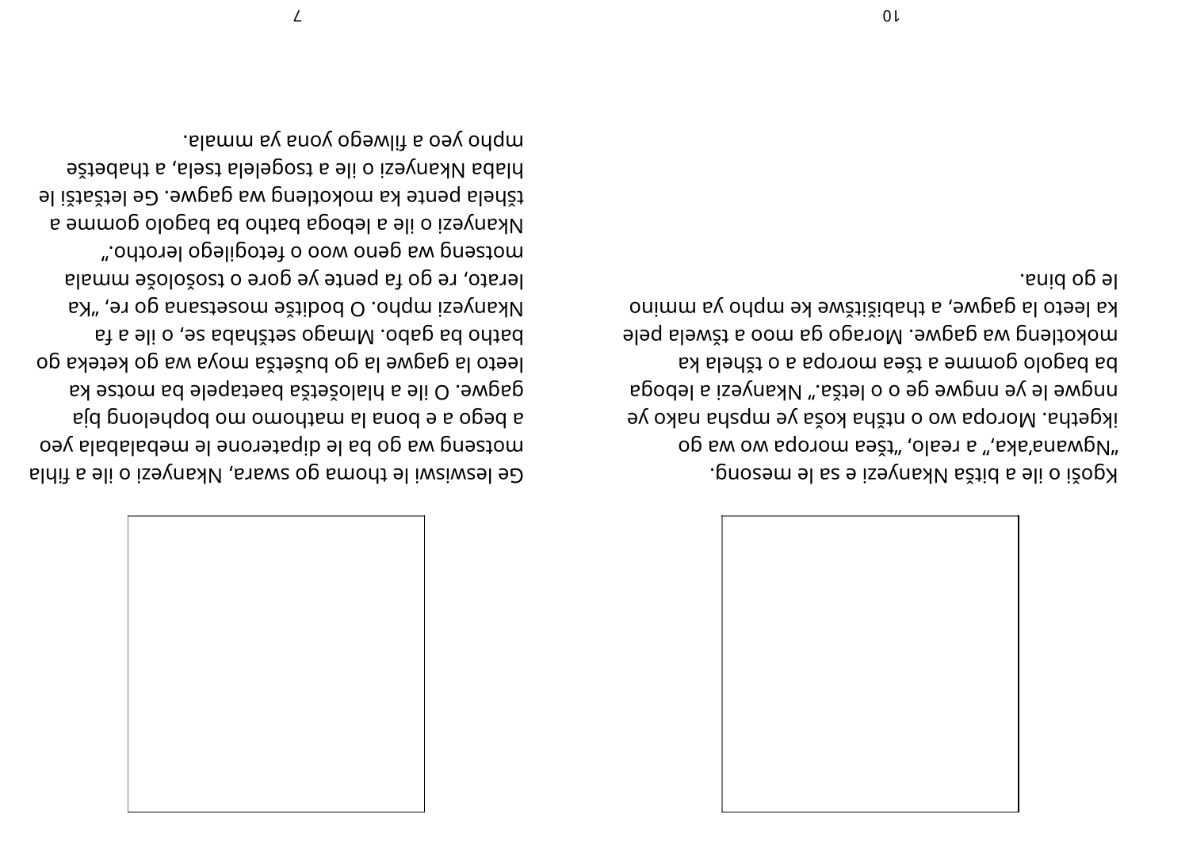Kgoši o ile a bitša Nkanyezi e sa le mesong. "Ngwana'aka," a realo, "tšea moropa wo wa go ikgetha. Moropa wo o ntšha koša ye mpsha nako ye nngwe le ye nngwe ge o o letša." Nkanyezi a leboga ba bagolo gomme a tšea moropa a o tšhela ka mokotleng wa gagwe. Morago ga moo a tšwela pele ka leeto la gagwe, a thabišitšwe ke mpho ya mmino le go bina.

Ge leswiswi le thoma go swara, Nkanyezi o ile a fihla motseng wa go ba le dipaterone le mebalabala yeo a bego a e bona la mathomo mo bophelong bja gagwe. O ile a hlalošetša baetapele ba motse ka leeto la gagwe la go bušetša moya wa go keteka go batho ba gabo. Mmago setšhaba se, o ile a fa Nkanyezi mpho. O boditše mosetsana go re, "Ka lerato, re go fa pente ye gore o tsošološe mmala motseng wa geno woo o fetogilego lerotho." Nkanyezi o ile a leboga batho ba bagolo gomme a tšhela pente ka mokotleng wa gagwe. Ge letšatši le hlaba Nkanyezi o ile a tsogelela tsela, a thabetše mpho yeo a filwego yona ya mmala.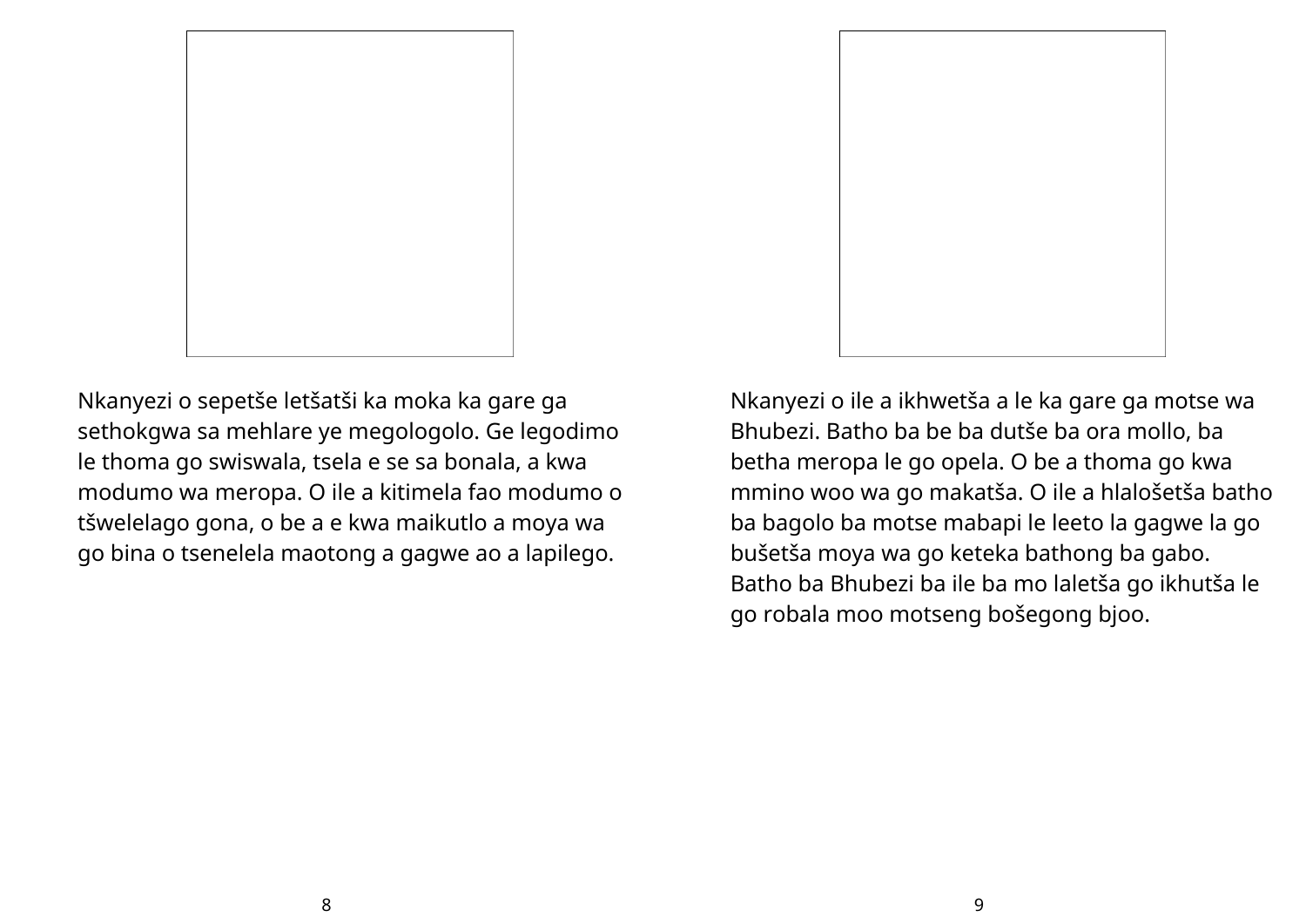Nkanyezi o sepetše letšatši ka moka ka gare ga sethokgwa sa mehlare ye megologolo. Ge legodimo le thoma go swiswala, tsela e se sa bonala, a kwa modumo wa meropa. O ile a kitimela fao modumo o tšwelelago gona, o be a e kwa maikutlo a moya wa go bina o tsenelela maotong a gagwe ao a lapilego.

Nkanyezi o ile a ikhwetša a le ka gare ga motse wa Bhubezi. Batho ba be ba dutše ba ora mollo, ba betha meropa le go opela. O be a thoma go kwa mmino woo wa go makatša. O ile a hlalošetša batho ba bagolo ba motse mabapi le leeto la gagwe la go bušetša moya wa go keteka bathong ba gabo. Batho ba Bhubezi ba ile ba mo laletša go ikhutša le go robala moo motseng bošegong bjoo.